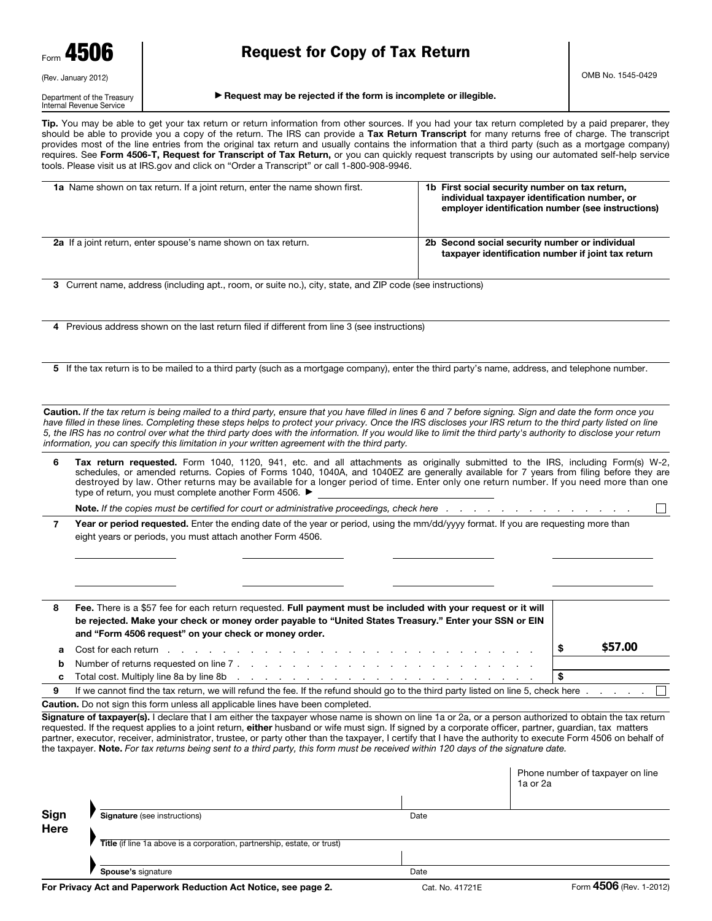Form **4506**

(Rev. January 2012)

Department of the Treasury
Internal Revenue Service

# Request for Copy of Tax Return

▶ **Request may be rejected if the form is incomplete or illegible.**

OMB No. 1545-0429

**Tip.** You may be able to get your tax return or return information from other sources. If you had your tax return completed by a paid preparer, they should be able to provide you a copy of the return. The IRS can provide a **Tax Return Transcript** for many returns free of charge. The transcript provides most of the line entries from the original tax return and usually contains the information that a third party (such as a mortgage company) requires. See **Form 4506-T, Request for Transcript of Tax Return,** or you can quickly request transcripts by using our automated self-help service tools. Please visit us at IRS.gov and click on "Order a Transcript" or call 1-800-908-9946.

| | |
|---|---|
| **1a** Name shown on tax return. If a joint return, enter the name shown first. | **1b First social security number on tax return, individual taxpayer identification number, or employer identification number (see instructions)** |
| **2a** If a joint return, enter spouse's name shown on tax return. | **2b Second social security number or individual taxpayer identification number if joint tax return** |

**3** Current name, address (including apt., room, or suite no.), city, state, and ZIP code (see instructions)

**4** Previous address shown on the last return filed if different from line 3 (see instructions)

**5** If the tax return is to be mailed to a third party (such as a mortgage company), enter the third party's name, address, and telephone number.

**Caution.** *If the tax return is being mailed to a third party, ensure that you have filled in lines 6 and 7 before signing. Sign and date the form once you have filled in these lines. Completing these steps helps to protect your privacy. Once the IRS discloses your IRS return to the third party listed on line 5, the IRS has no control over what the third party does with the information. If you would like to limit the third party's authority to disclose your return information, you can specify this limitation in your written agreement with the third party.*

**6** **Tax return requested.** Form 1040, 1120, 941, etc. and all attachments as originally submitted to the IRS, including Form(s) W-2, schedules, or amended returns. Copies of Forms 1040, 1040A, and 1040EZ are generally available for 7 years from filing before they are destroyed by law. Other returns may be available for a longer period of time. Enter only one return number. If you need more than one type of return, you must complete another Form 4506. ▶ ______________

**Note.** *If the copies must be certified for court or administrative proceedings, check here* . . . . . . . . . . . . . . . . ☐

**7** **Year or period requested.** Enter the ending date of the year or period, using the mm/dd/yyyy format. If you are requesting more than eight years or periods, you must attach another Form 4506.

______________ ______________ ______________ ______________

______________ ______________ ______________ ______________

**8** **Fee.** There is a $57 fee for each return requested. **Full payment must be included with your request or it will be rejected. Make your check or money order payable to "United States Treasury." Enter your SSN or EIN and "Form 4506 request" on your check or money order.**

| | | |
|---|---|---|
| **a** | Cost for each return . . . . . . . . . . . . . . . . . . . . . . . . . . . . . . | $ **$57.00** |
| **b** | Number of returns requested on line 7 . . . . . . . . . . . . . . . . . . . . . . . . . . | |
| **c** | Total cost. Multiply line 8a by line 8b . . . . . . . . . . . . . . . . . . . . . . . . . . | $ |

**9** If we cannot find the tax return, we will refund the fee. If the refund should go to the third party listed on line 5, check here . . . . . ☐

**Caution.** Do not sign this form unless all applicable lines have been completed.

**Signature of taxpayer(s).** I declare that I am either the taxpayer whose name is shown on line 1a or 2a, or a person authorized to obtain the tax return requested. If the request applies to a joint return, **either** husband or wife must sign. If signed by a corporate officer, partner, guardian, tax matters partner, executor, receiver, administrator, trustee, or party other than the taxpayer, I certify that I have the authority to execute Form 4506 on behalf of the taxpayer. **Note.** *For tax returns being sent to a third party, this form must be received within 120 days of the signature date.*

**Sign Here**

| | | |
|---|---|---|
| | | Phone number of taxpayer on line 1a or 2a |
| **Signature** (see instructions) | Date | |
| **Title** (if line 1a above is a corporation, partnership, estate, or trust) | | |
| **Spouse's** signature | Date | |

**For Privacy Act and Paperwork Reduction Act Notice, see page 2.** Cat. No. 41721E Form **4506** (Rev. 1-2012)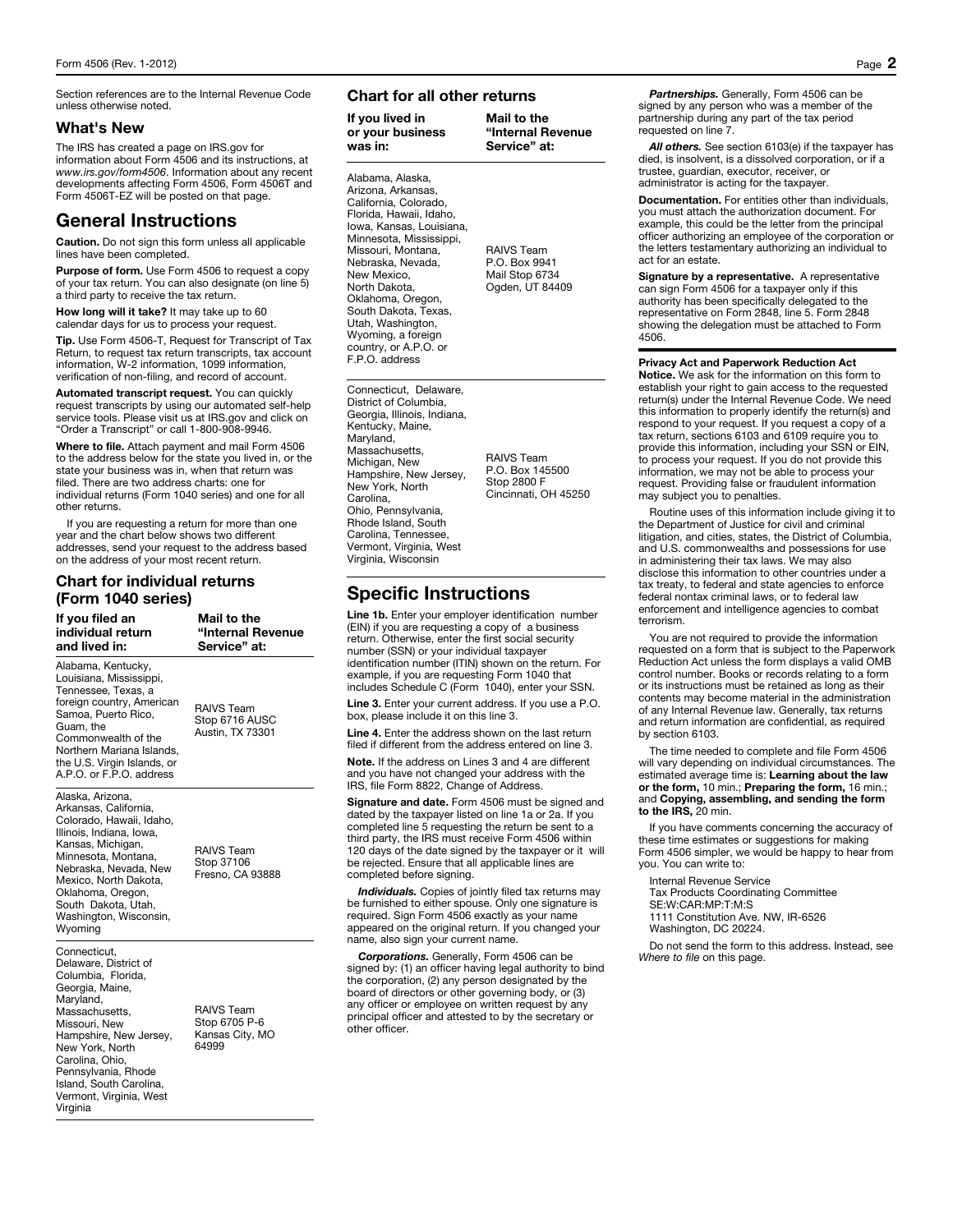Section references are to the Internal Revenue Code unless otherwise noted.

## What's New

The IRS has created a page on IRS.gov for information about Form 4506 and its instructions, at *www.irs.gov/form4506*. Information about any recent developments affecting Form 4506, Form 4506T and Form 4506T-EZ will be posted on that page.

# General Instructions

**Caution.** Do not sign this form unless all applicable lines have been completed.

**Purpose of form.** Use Form 4506 to request a copy of your tax return. You can also designate (on line 5) a third party to receive the tax return.

**How long will it take?** It may take up to 60 calendar days for us to process your request.

**Tip.** Use Form 4506-T, Request for Transcript of Tax Return, to request tax return transcripts, tax account information, W-2 information, 1099 information, verification of non-filing, and record of account.

**Automated transcript request.** You can quickly request transcripts by using our automated self-help service tools. Please visit us at IRS.gov and click on "Order a Transcript" or call 1-800-908-9946.

**Where to file.** Attach payment and mail Form 4506 to the address below for the state you lived in, or the state your business was in, when that return was filed. There are two address charts: one for individual returns (Form 1040 series) and one for all other returns.

If you are requesting a return for more than one year and the chart below shows two different addresses, send your request to the address based on the address of your most recent return.

## Chart for individual returns (Form 1040 series)

| If you filed an individual return and lived in: | Mail to the "Internal Revenue Service" at: |
|---|---|
| Alabama, Kentucky, Louisiana, Mississippi, Tennessee, Texas, a foreign country, American Samoa, Puerto Rico, Guam, the Commonwealth of the Northern Mariana Islands, the U.S. Virgin Islands, or A.P.O. or F.P.O. address | RAIVS Team<br>Stop 6716 AUSC<br>Austin, TX 73301 |
| Alaska, Arizona, Arkansas, California, Colorado, Hawaii, Idaho, Illinois, Indiana, Iowa, Kansas, Michigan, Minnesota, Montana, Nebraska, Nevada, New Mexico, North Dakota, Oklahoma, Oregon, South Dakota, Utah, Washington, Wisconsin, Wyoming | RAIVS Team<br>Stop 37106<br>Fresno, CA 93888 |
| Connecticut, Delaware, District of Columbia, Florida, Georgia, Maine, Maryland, Massachusetts, Missouri, New Hampshire, New Jersey, New York, North Carolina, Ohio, Pennsylvania, Rhode Island, South Carolina, Vermont, Virginia, West Virginia | RAIVS Team<br>Stop 6705 P-6<br>Kansas City, MO 64999 |

## Chart for all other returns

| If you lived in or your business was in: | Mail to the "Internal Revenue Service" at: |
|---|---|
| Alabama, Alaska, Arizona, Arkansas, California, Colorado, Florida, Hawaii, Idaho, Iowa, Kansas, Louisiana, Minnesota, Mississippi, Missouri, Montana, Nebraska, Nevada, New Mexico, North Dakota, Oklahoma, Oregon, South Dakota, Texas, Utah, Washington, Wyoming, a foreign country, or A.P.O. or F.P.O. address | RAIVS Team<br>P.O. Box 9941<br>Mail Stop 6734<br>Ogden, UT 84409 |
| Connecticut, Delaware, District of Columbia, Georgia, Illinois, Indiana, Kentucky, Maine, Maryland, Massachusetts, Michigan, New Hampshire, New Jersey, New York, North Carolina, Ohio, Pennsylvania, Rhode Island, South Carolina, Tennessee, Vermont, Virginia, West Virginia, Wisconsin | RAIVS Team<br>P.O. Box 145500<br>Stop 2800 F<br>Cincinnati, OH 45250 |

# Specific Instructions

**Line 1b.** Enter your employer identification number (EIN) if you are requesting a copy of a business return. Otherwise, enter the first social security number (SSN) or your individual taxpayer identification number (ITIN) shown on the return. For example, if you are requesting Form 1040 that includes Schedule C (Form 1040), enter your SSN.

**Line 3.** Enter your current address. If you use a P.O. box, please include it on this line 3.

**Line 4.** Enter the address shown on the last return filed if different from the address entered on line 3.

**Note.** If the address on Lines 3 and 4 are different and you have not changed your address with the IRS, file Form 8822, Change of Address.

**Signature and date.** Form 4506 must be signed and dated by the taxpayer listed on line 1a or 2a. If you completed line 5 requesting the return be sent to a third party, the IRS must receive Form 4506 within 120 days of the date signed by the taxpayer or it will be rejected. Ensure that all applicable lines are completed before signing.

***Individuals.*** Copies of jointly filed tax returns may be furnished to either spouse. Only one signature is required. Sign Form 4506 exactly as your name appeared on the original return. If you changed your name, also sign your current name.

***Corporations.*** Generally, Form 4506 can be signed by: (1) an officer having legal authority to bind the corporation, (2) any person designated by the board of directors or other governing body, or (3) any officer or employee on written request by any principal officer and attested to by the secretary or other officer.

***Partnerships.*** Generally, Form 4506 can be signed by any person who was a member of the partnership during any part of the tax period requested on line 7.

***All others.*** See section 6103(e) if the taxpayer has died, is insolvent, is a dissolved corporation, or if a trustee, guardian, executor, receiver, or administrator is acting for the taxpayer.

**Documentation.** For entities other than individuals, you must attach the authorization document. For example, this could be the letter from the principal officer authorizing an employee of the corporation or the letters testamentary authorizing an individual to act for an estate.

**Signature by a representative.** A representative can sign Form 4506 for a taxpayer only if this authority has been specifically delegated to the representative on Form 2848, line 5. Form 2848 showing the delegation must be attached to Form 4506.

**Privacy Act and Paperwork Reduction Act Notice.** We ask for the information on this form to establish your right to gain access to the requested return(s) under the Internal Revenue Code. We need this information to properly identify the return(s) and respond to your request. If you request a copy of a tax return, sections 6103 and 6109 require you to provide this information, including your SSN or EIN, to process your request. If you do not provide this information, we may not be able to process your request. Providing false or fraudulent information may subject you to penalties.

Routine uses of this information include giving it to the Department of Justice for civil and criminal litigation, and cities, states, the District of Columbia, and U.S. commonwealths and possessions for use in administering their tax laws. We may also disclose this information to other countries under a tax treaty, to federal and state agencies to enforce federal nontax criminal laws, or to federal law enforcement and intelligence agencies to combat terrorism.

You are not required to provide the information requested on a form that is subject to the Paperwork Reduction Act unless the form displays a valid OMB control number. Books or records relating to a form or its instructions must be retained as long as their contents may become material in the administration of any Internal Revenue law. Generally, tax returns and return information are confidential, as required by section 6103.

The time needed to complete and file Form 4506 will vary depending on individual circumstances. The estimated average time is: **Learning about the law or the form,** 10 min.; **Preparing the form,** 16 min.; and **Copying, assembling, and sending the form to the IRS,** 20 min.

If you have comments concerning the accuracy of these time estimates or suggestions for making Form 4506 simpler, we would be happy to hear from you. You can write to:

Internal Revenue Service
Tax Products Coordinating Committee
SE:W:CAR:MP:T:M:S
1111 Constitution Ave. NW, IR-6526
Washington, DC 20224.

Do not send the form to this address. Instead, see *Where to file* on this page.